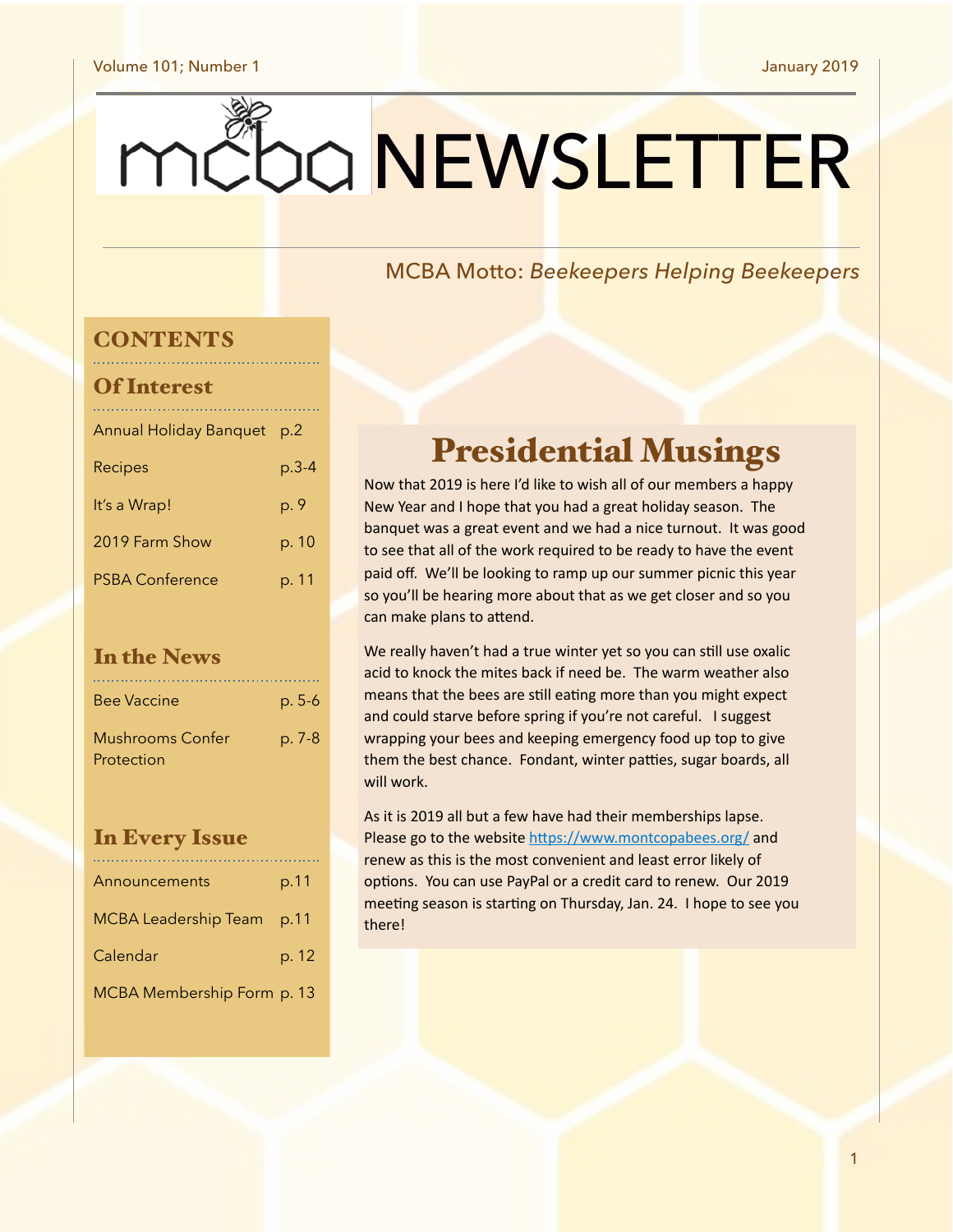Volume 101; Number 1 — January 2019

# mcba NEWSLETTER

MCBA Motto: *Beekeepers Helping Beekeepers*

## CONTENTS

### Of Interest

| | |
|---|---|
| Annual Holiday Banquet | p.2 |
| Recipes | p.3-4 |
| It's a Wrap! | p. 9 |
| 2019 Farm Show | p. 10 |
| PSBA Conference | p. 11 |

### In the News

| | |
|---|---|
| Bee Vaccine | p. 5-6 |
| Mushrooms Confer Protection | p. 7-8 |

### In Every Issue

| | |
|---|---|
| Announcements | p.11 |
| MCBA Leadership Team | p.11 |
| Calendar | p. 12 |
| MCBA Membership Form | p. 13 |

## Presidential Musings

Now that 2019 is here I'd like to wish all of our members a happy New Year and I hope that you had a great holiday season. The banquet was a great event and we had a nice turnout. It was good to see that all of the work required to be ready to have the event paid off. We'll be looking to ramp up our summer picnic this year so you'll be hearing more about that as we get closer and so you can make plans to attend.

We really haven't had a true winter yet so you can still use oxalic acid to knock the mites back if need be. The warm weather also means that the bees are still eating more than you might expect and could starve before spring if you're not careful. I suggest wrapping your bees and keeping emergency food up top to give them the best chance. Fondant, winter patties, sugar boards, all will work.

As it is 2019 all but a few have had their memberships lapse. Please go to the website [https://www.montcopabees.org/](https://www.montcopabees.org/) and renew as this is the most convenient and least error likely of options. You can use PayPal or a credit card to renew. Our 2019 meeting season is starting on Thursday, Jan. 24. I hope to see you there!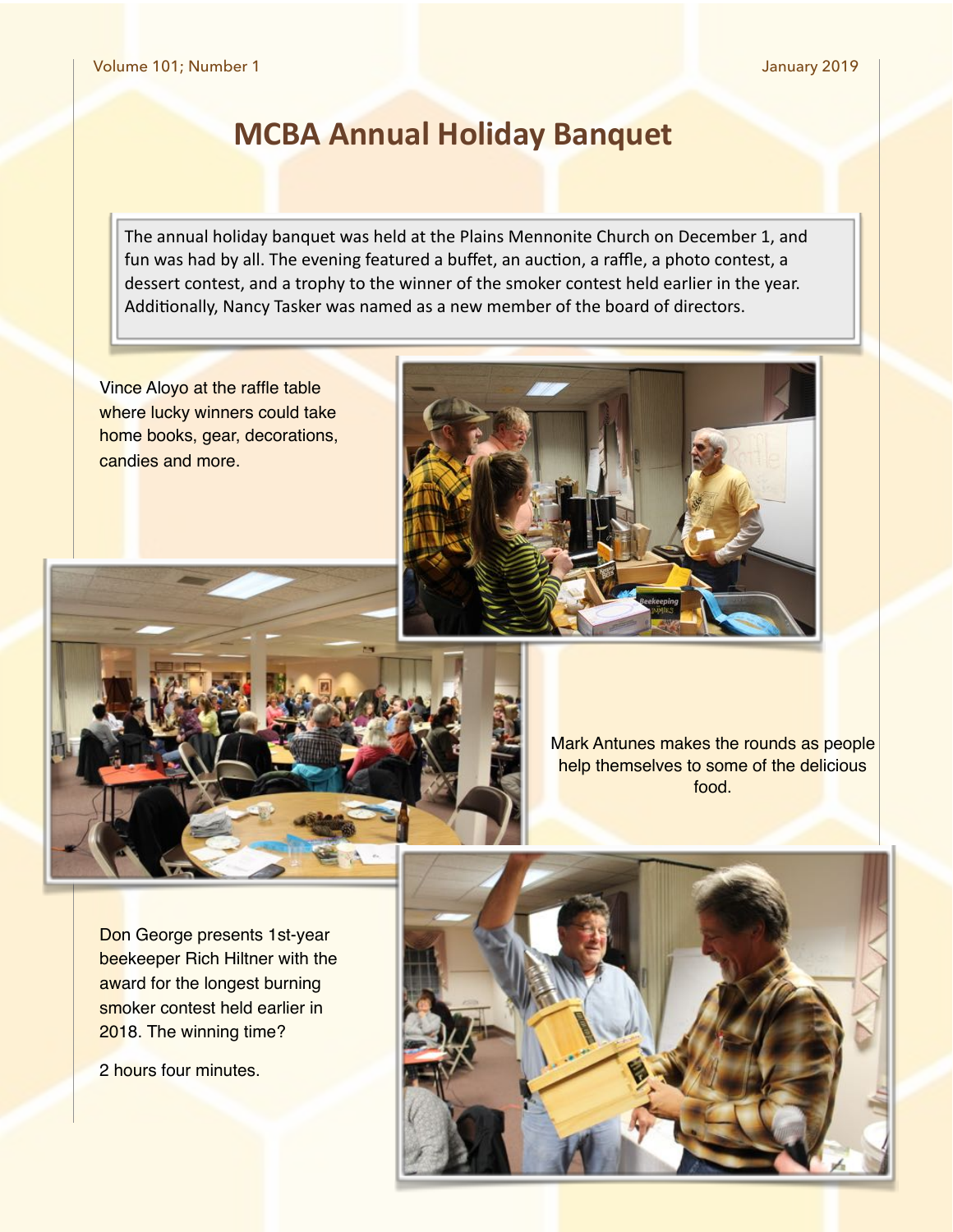# MCBA Annual Holiday Banquet

The annual holiday banquet was held at the Plains Mennonite Church on December 1, and fun was had by all. The evening featured a buffet, an auction, a raffle, a photo contest, a dessert contest, and a trophy to the winner of the smoker contest held earlier in the year. Additionally, Nancy Tasker was named as a new member of the board of directors.

Vince Aloyo at the raffle table where lucky winners could take home books, gear, decorations, candies and more.

Mark Antunes makes the rounds as people help themselves to some of the delicious food.

Don George presents 1st-year beekeeper Rich Hiltner with the award for the longest burning smoker contest held earlier in 2018. The winning time?

2 hours four minutes.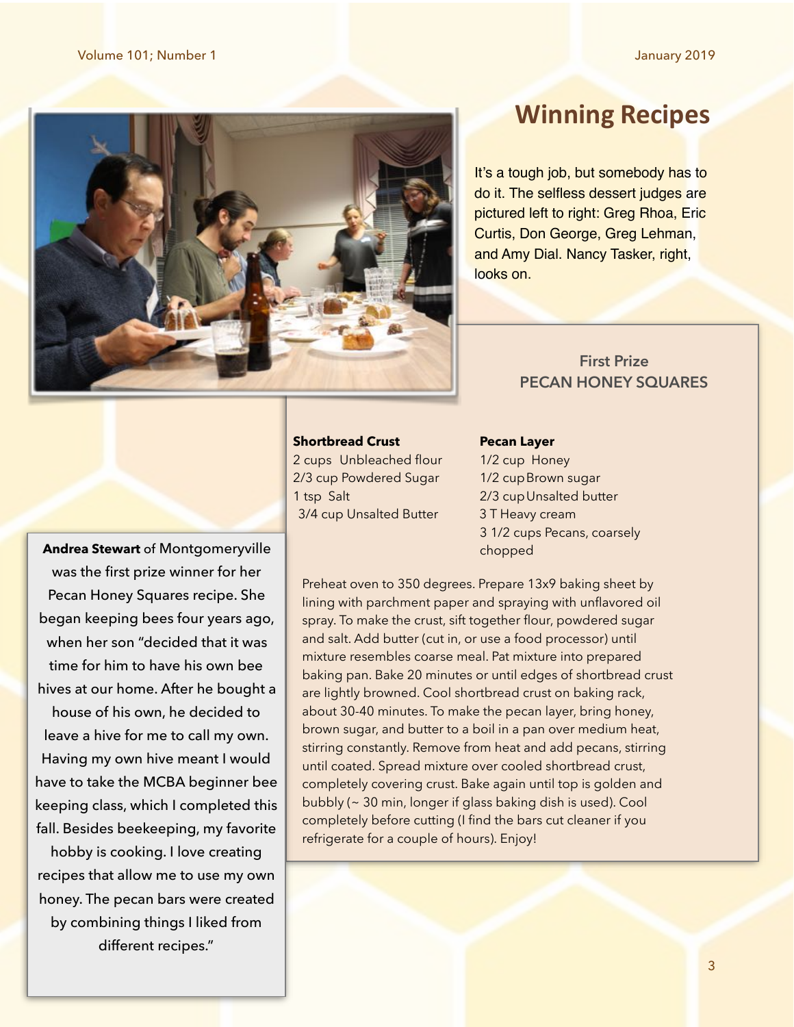# Winning Recipes

It's a tough job, but somebody has to do it. The selfless dessert judges are pictured left to right: Greg Rhoa, Eric Curtis, Don George, Greg Lehman, and Amy Dial. Nancy Tasker, right, looks on.

## First Prize
## PECAN HONEY SQUARES

**Shortbread Crust**
2 cups Unbleached flour
2/3 cup Powdered Sugar
1 tsp Salt
3/4 cup Unsalted Butter

**Pecan Layer**
1/2 cup Honey
1/2 cup Brown sugar
2/3 cup Unsalted butter
3 T Heavy cream
3 1/2 cups Pecans, coarsely chopped

Preheat oven to 350 degrees. Prepare 13x9 baking sheet by lining with parchment paper and spraying with unflavored oil spray. To make the crust, sift together flour, powdered sugar and salt. Add butter (cut in, or use a food processor) until mixture resembles coarse meal. Pat mixture into prepared baking pan. Bake 20 minutes or until edges of shortbread crust are lightly browned. Cool shortbread crust on baking rack, about 30-40 minutes. To make the pecan layer, bring honey, brown sugar, and butter to a boil in a pan over medium heat, stirring constantly. Remove from heat and add pecans, stirring until coated. Spread mixture over cooled shortbread crust, completely covering crust. Bake again until top is golden and bubbly (~ 30 min, longer if glass baking dish is used). Cool completely before cutting (I find the bars cut cleaner if you refrigerate for a couple of hours). Enjoy!

**Andrea Stewart** of Montgomeryville was the first prize winner for her Pecan Honey Squares recipe. She began keeping bees four years ago, when her son "decided that it was time for him to have his own bee hives at our home. After he bought a house of his own, he decided to leave a hive for me to call my own. Having my own hive meant I would have to take the MCBA beginner bee keeping class, which I completed this fall. Besides beekeeping, my favorite hobby is cooking. I love creating recipes that allow me to use my own honey. The pecan bars were created by combining things I liked from different recipes."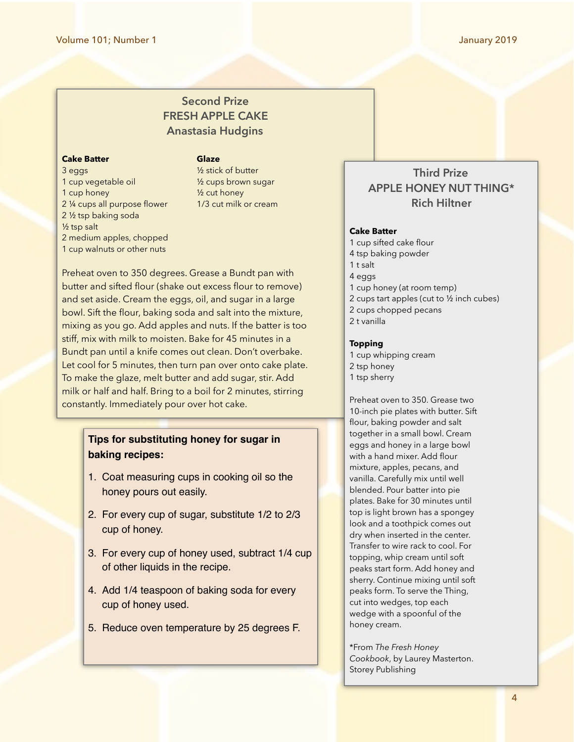## Second Prize
## FRESH APPLE CAKE
## Anastasia Hudgins

**Cake Batter**

3 eggs
1 cup vegetable oil
1 cup honey
2 ¼ cups all purpose flower
2 ½ tsp baking soda
½ tsp salt
2 medium apples, chopped
1 cup walnuts or other nuts

**Glaze**

½ stick of butter
½ cups brown sugar
½ cut honey
1/3 cut milk or cream

Preheat oven to 350 degrees. Grease a Bundt pan with butter and sifted flour (shake out excess flour to remove) and set aside. Cream the eggs, oil, and sugar in a large bowl. Sift the flour, baking soda and salt into the mixture, mixing as you go. Add apples and nuts. If the batter is too stiff, mix with milk to moisten. Bake for 45 minutes in a Bundt pan until a knife comes out clean. Don't overbake. Let cool for 5 minutes, then turn pan over onto cake plate. To make the glaze, melt butter and add sugar, stir. Add milk or half and half. Bring to a boil for 2 minutes, stirring constantly. Immediately pour over hot cake.

**Tips for substituting honey for sugar in baking recipes:**

1. Coat measuring cups in cooking oil so the honey pours out easily.
2. For every cup of sugar, substitute 1/2 to 2/3 cup of honey.
3. For every cup of honey used, subtract 1/4 cup of other liquids in the recipe.
4. Add 1/4 teaspoon of baking soda for every cup of honey used.
5. Reduce oven temperature by 25 degrees F.

## Third Prize
## APPLE HONEY NUT THING*
## Rich Hiltner

**Cake Batter**

1 cup sifted cake flour
4 tsp baking powder
1 t salt
4 eggs
1 cup honey (at room temp)
2 cups tart apples (cut to ½ inch cubes)
2 cups chopped pecans
2 t vanilla

**Topping**

1 cup whipping cream
2 tsp honey
1 tsp sherry

Preheat oven to 350. Grease two 10-inch pie plates with butter. Sift flour, baking powder and salt together in a small bowl. Cream eggs and honey in a large bowl with a hand mixer. Add flour mixture, apples, pecans, and vanilla. Carefully mix until well blended. Pour batter into pie plates. Bake for 30 minutes until top is light brown has a spongey look and a toothpick comes out dry when inserted in the center. Transfer to wire rack to cool. For topping, whip cream until soft peaks start form. Add honey and sherry. Continue mixing until soft peaks form. To serve the Thing, cut into wedges, top each wedge with a spoonful of the honey cream.

*From *The Fresh Honey Cookbook*, by Laurey Masterton. Storey Publishing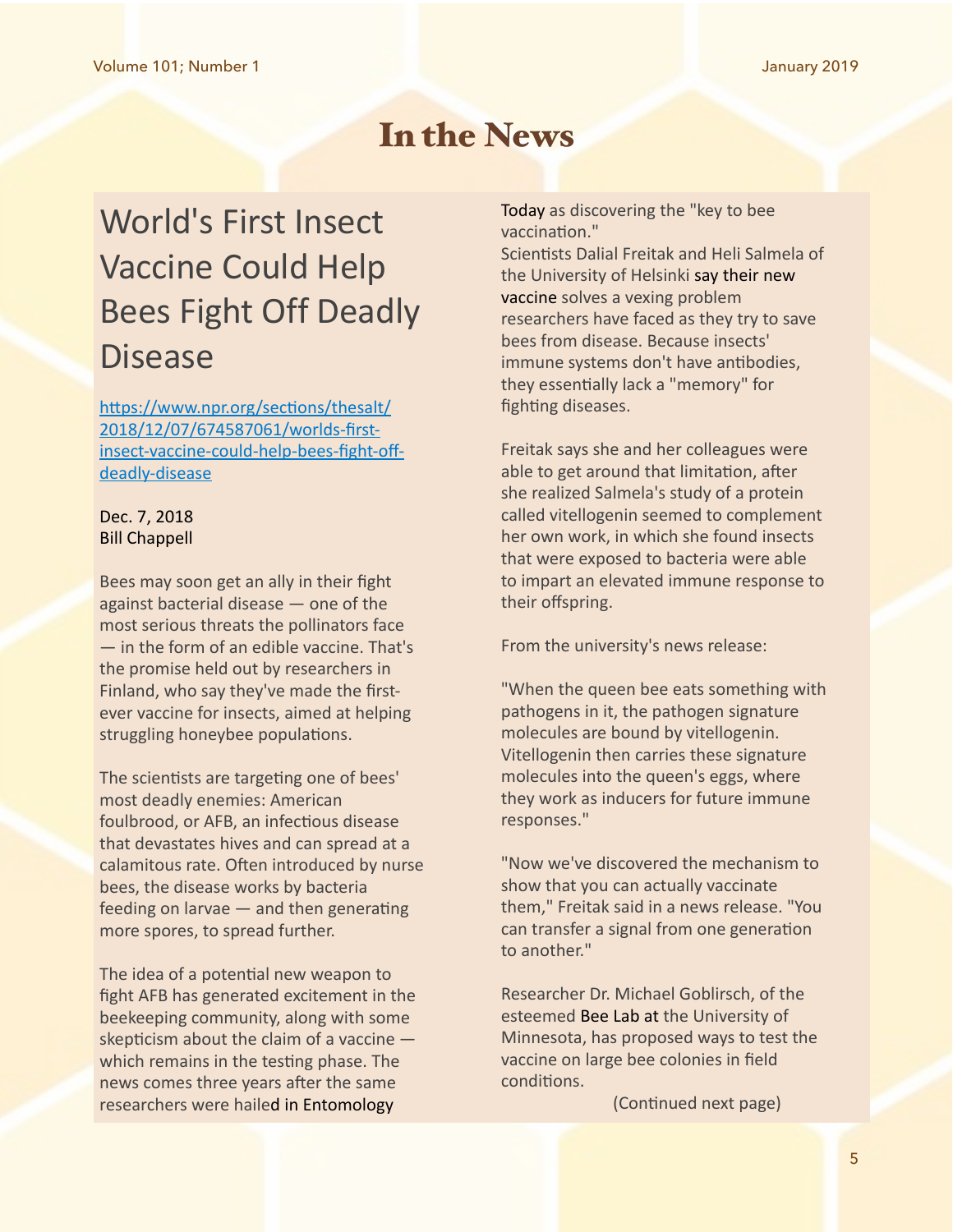# In the News

## World's First Insect Vaccine Could Help Bees Fight Off Deadly Disease

https://www.npr.org/sections/thesalt/2018/12/07/674587061/worlds-first-insect-vaccine-could-help-bees-fight-off-deadly-disease

Dec. 7, 2018
Bill Chappell

Bees may soon get an ally in their fight against bacterial disease — one of the most serious threats the pollinators face — in the form of an edible vaccine. That's the promise held out by researchers in Finland, who say they've made the first-ever vaccine for insects, aimed at helping struggling honeybee populations.

The scientists are targeting one of bees' most deadly enemies: American foulbrood, or AFB, an infectious disease that devastates hives and can spread at a calamitous rate. Often introduced by nurse bees, the disease works by bacteria feeding on larvae — and then generating more spores, to spread further.

The idea of a potential new weapon to fight AFB has generated excitement in the beekeeping community, along with some skepticism about the claim of a vaccine — which remains in the testing phase. The news comes three years after the same researchers were hailed in Entomology Today as discovering the "key to bee vaccination."

Scientists Dalial Freitak and Heli Salmela of the University of Helsinki say their new vaccine solves a vexing problem researchers have faced as they try to save bees from disease. Because insects' immune systems don't have antibodies, they essentially lack a "memory" for fighting diseases.

Freitak says she and her colleagues were able to get around that limitation, after she realized Salmela's study of a protein called vitellogenin seemed to complement her own work, in which she found insects that were exposed to bacteria were able to impart an elevated immune response to their offspring.

From the university's news release:

"When the queen bee eats something with pathogens in it, the pathogen signature molecules are bound by vitellogenin. Vitellogenin then carries these signature molecules into the queen's eggs, where they work as inducers for future immune responses."

"Now we've discovered the mechanism to show that you can actually vaccinate them," Freitak said in a news release. "You can transfer a signal from one generation to another."

Researcher Dr. Michael Goblirsch, of the esteemed Bee Lab at the University of Minnesota, has proposed ways to test the vaccine on large bee colonies in field conditions.

(Continued next page)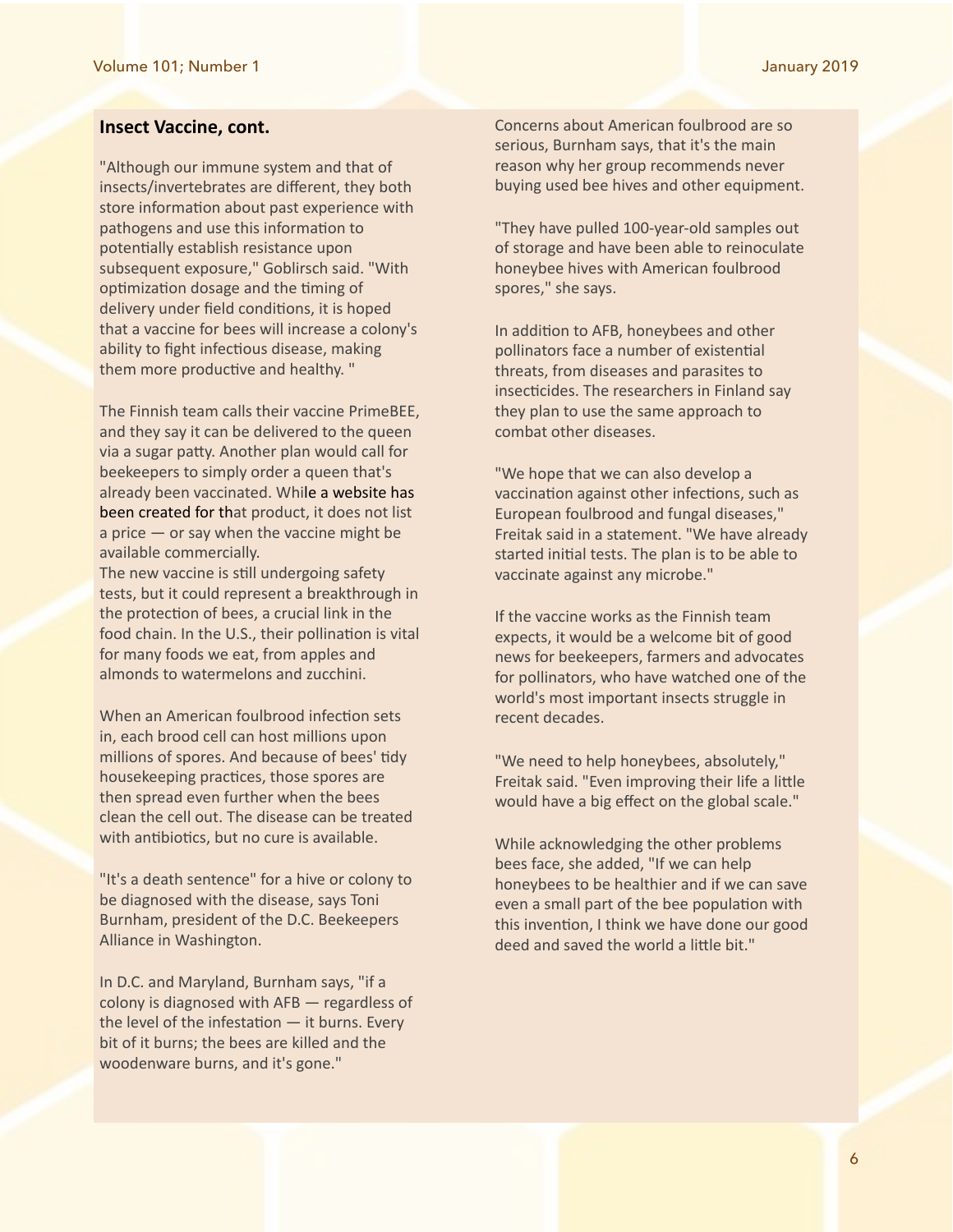## Insect Vaccine, cont.

"Although our immune system and that of insects/invertebrates are different, they both store information about past experience with pathogens and use this information to potentially establish resistance upon subsequent exposure," Goblirsch said. "With optimization dosage and the timing of delivery under field conditions, it is hoped that a vaccine for bees will increase a colony's ability to fight infectious disease, making them more productive and healthy. "

The Finnish team calls their vaccine PrimeBEE, and they say it can be delivered to the queen via a sugar patty. Another plan would call for beekeepers to simply order a queen that's already been vaccinated. While a website has been created for that product, it does not list a price — or say when the vaccine might be available commercially.

The new vaccine is still undergoing safety tests, but it could represent a breakthrough in the protection of bees, a crucial link in the food chain. In the U.S., their pollination is vital for many foods we eat, from apples and almonds to watermelons and zucchini.

When an American foulbrood infection sets in, each brood cell can host millions upon millions of spores. And because of bees' tidy housekeeping practices, those spores are then spread even further when the bees clean the cell out. The disease can be treated with antibiotics, but no cure is available.

"It's a death sentence" for a hive or colony to be diagnosed with the disease, says Toni Burnham, president of the D.C. Beekeepers Alliance in Washington.

In D.C. and Maryland, Burnham says, "if a colony is diagnosed with AFB — regardless of the level of the infestation — it burns. Every bit of it burns; the bees are killed and the woodenware burns, and it's gone."

Concerns about American foulbrood are so serious, Burnham says, that it's the main reason why her group recommends never buying used bee hives and other equipment.

"They have pulled 100-year-old samples out of storage and have been able to reinoculate honeybee hives with American foulbrood spores," she says.

In addition to AFB, honeybees and other pollinators face a number of existential threats, from diseases and parasites to insecticides. The researchers in Finland say they plan to use the same approach to combat other diseases.

"We hope that we can also develop a vaccination against other infections, such as European foulbrood and fungal diseases," Freitak said in a statement. "We have already started initial tests. The plan is to be able to vaccinate against any microbe."

If the vaccine works as the Finnish team expects, it would be a welcome bit of good news for beekeepers, farmers and advocates for pollinators, who have watched one of the world's most important insects struggle in recent decades.

"We need to help honeybees, absolutely," Freitak said. "Even improving their life a little would have a big effect on the global scale."

While acknowledging the other problems bees face, she added, "If we can help honeybees to be healthier and if we can save even a small part of the bee population with this invention, I think we have done our good deed and saved the world a little bit."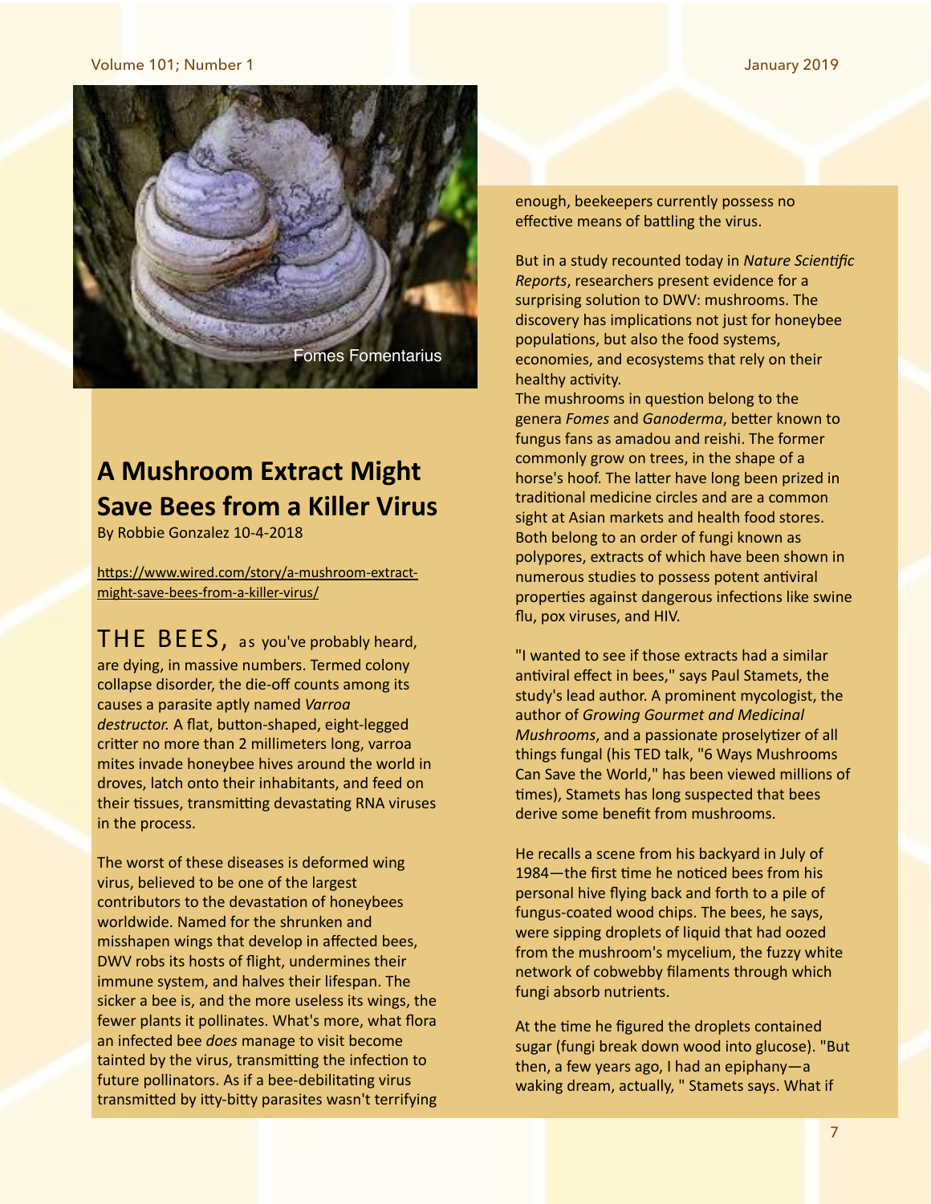Fomes Fomentarius

# A Mushroom Extract Might Save Bees from a Killer Virus

By Robbie Gonzalez 10-4-2018

https://www.wired.com/story/a-mushroom-extract-might-save-bees-from-a-killer-virus/

THE BEES, as you've probably heard, are dying, in massive numbers. Termed colony collapse disorder, the die-off counts among its causes a parasite aptly named *Varroa destructor.* A flat, button-shaped, eight-legged critter no more than 2 millimeters long, varroa mites invade honeybee hives around the world in droves, latch onto their inhabitants, and feed on their tissues, transmitting devastating RNA viruses in the process.

The worst of these diseases is deformed wing virus, believed to be one of the largest contributors to the devastation of honeybees worldwide. Named for the shrunken and misshapen wings that develop in affected bees, DWV robs its hosts of flight, undermines their immune system, and halves their lifespan. The sicker a bee is, and the more useless its wings, the fewer plants it pollinates. What's more, what flora an infected bee *does* manage to visit become tainted by the virus, transmitting the infection to future pollinators. As if a bee-debilitating virus transmitted by itty-bitty parasites wasn't terrifying enough, beekeepers currently possess no effective means of battling the virus.

But in a study recounted today in *Nature Scientific Reports*, researchers present evidence for a surprising solution to DWV: mushrooms. The discovery has implications not just for honeybee populations, but also the food systems, economies, and ecosystems that rely on their healthy activity.
The mushrooms in question belong to the genera *Fomes* and *Ganoderma*, better known to fungus fans as amadou and reishi. The former commonly grow on trees, in the shape of a horse's hoof. The latter have long been prized in traditional medicine circles and are a common sight at Asian markets and health food stores. Both belong to an order of fungi known as polypores, extracts of which have been shown in numerous studies to possess potent antiviral properties against dangerous infections like swine flu, pox viruses, and HIV.

"I wanted to see if those extracts had a similar antiviral effect in bees," says Paul Stamets, the study's lead author. A prominent mycologist, the author of *Growing Gourmet and Medicinal Mushrooms*, and a passionate proselytizer of all things fungal (his TED talk, "6 Ways Mushrooms Can Save the World," has been viewed millions of times), Stamets has long suspected that bees derive some benefit from mushrooms.

He recalls a scene from his backyard in July of 1984—the first time he noticed bees from his personal hive flying back and forth to a pile of fungus-coated wood chips. The bees, he says, were sipping droplets of liquid that had oozed from the mushroom's mycelium, the fuzzy white network of cobwebby filaments through which fungi absorb nutrients.

At the time he figured the droplets contained sugar (fungi break down wood into glucose). "But then, a few years ago, I had an epiphany—a waking dream, actually, " Stamets says. What if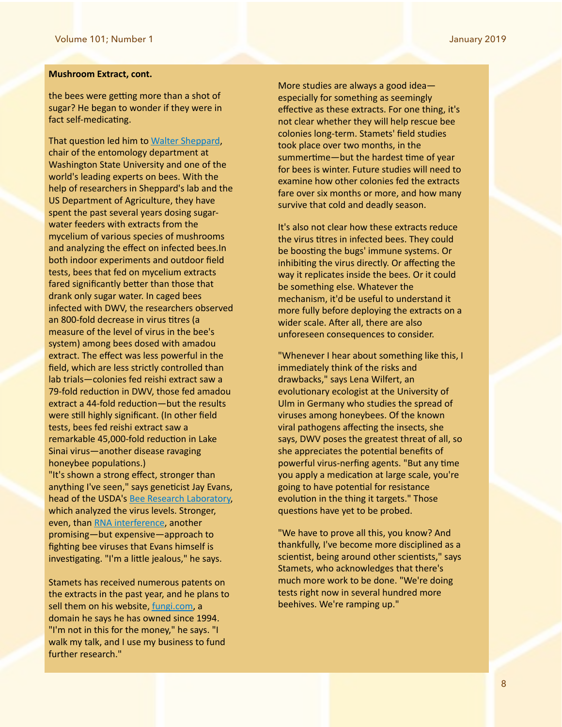**Mushroom Extract, cont.**

the bees were getting more than a shot of sugar? He began to wonder if they were in fact self-medicating.

That question led him to [Walter Sheppard](), chair of the entomology department at Washington State University and one of the world's leading experts on bees. With the help of researchers in Sheppard's lab and the US Department of Agriculture, they have spent the past several years dosing sugar-water feeders with extracts from the mycelium of various species of mushrooms and analyzing the effect on infected bees.In both indoor experiments and outdoor field tests, bees that fed on mycelium extracts fared significantly better than those that drank only sugar water. In caged bees infected with DWV, the researchers observed an 800-fold decrease in virus titres (a measure of the level of virus in the bee's system) among bees dosed with amadou extract. The effect was less powerful in the field, which are less strictly controlled than lab trials—colonies fed reishi extract saw a 79-fold reduction in DWV, those fed amadou extract a 44-fold reduction—but the results were still highly significant. (In other field tests, bees fed reishi extract saw a remarkable 45,000-fold reduction in Lake Sinai virus—another disease ravaging honeybee populations.)

"It's shown a strong effect, stronger than anything I've seen," says geneticist Jay Evans, head of the USDA's [Bee Research Laboratory](), which analyzed the virus levels. Stronger, even, than [RNA interference](), another promising—but expensive—approach to fighting bee viruses that Evans himself is investigating. "I'm a little jealous," he says.

Stamets has received numerous patents on the extracts in the past year, and he plans to sell them on his website, [fungi.com](), a domain he says he has owned since 1994. "I'm not in this for the money," he says. "I walk my talk, and I use my business to fund further research."

More studies are always a good idea—especially for something as seemingly effective as these extracts. For one thing, it's not clear whether they will help rescue bee colonies long-term. Stamets' field studies took place over two months, in the summertime—but the hardest time of year for bees is winter. Future studies will need to examine how other colonies fed the extracts fare over six months or more, and how many survive that cold and deadly season.

It's also not clear how these extracts reduce the virus titres in infected bees. They could be boosting the bugs' immune systems. Or inhibiting the virus directly. Or affecting the way it replicates inside the bees. Or it could be something else. Whatever the mechanism, it'd be useful to understand it more fully before deploying the extracts on a wider scale. After all, there are also unforeseen consequences to consider.

"Whenever I hear about something like this, I immediately think of the risks and drawbacks," says Lena Wilfert, an evolutionary ecologist at the University of Ulm in Germany who studies the spread of viruses among honeybees. Of the known viral pathogens affecting the insects, she says, DWV poses the greatest threat of all, so she appreciates the potential benefits of powerful virus-nerfing agents. "But any time you apply a medication at large scale, you're going to have potential for resistance evolution in the thing it targets." Those questions have yet to be probed.

"We have to prove all this, you know? And thankfully, I've become more disciplined as a scientist, being around other scientists," says Stamets, who acknowledges that there's much more work to be done. "We're doing tests right now in several hundred more beehives. We're ramping up."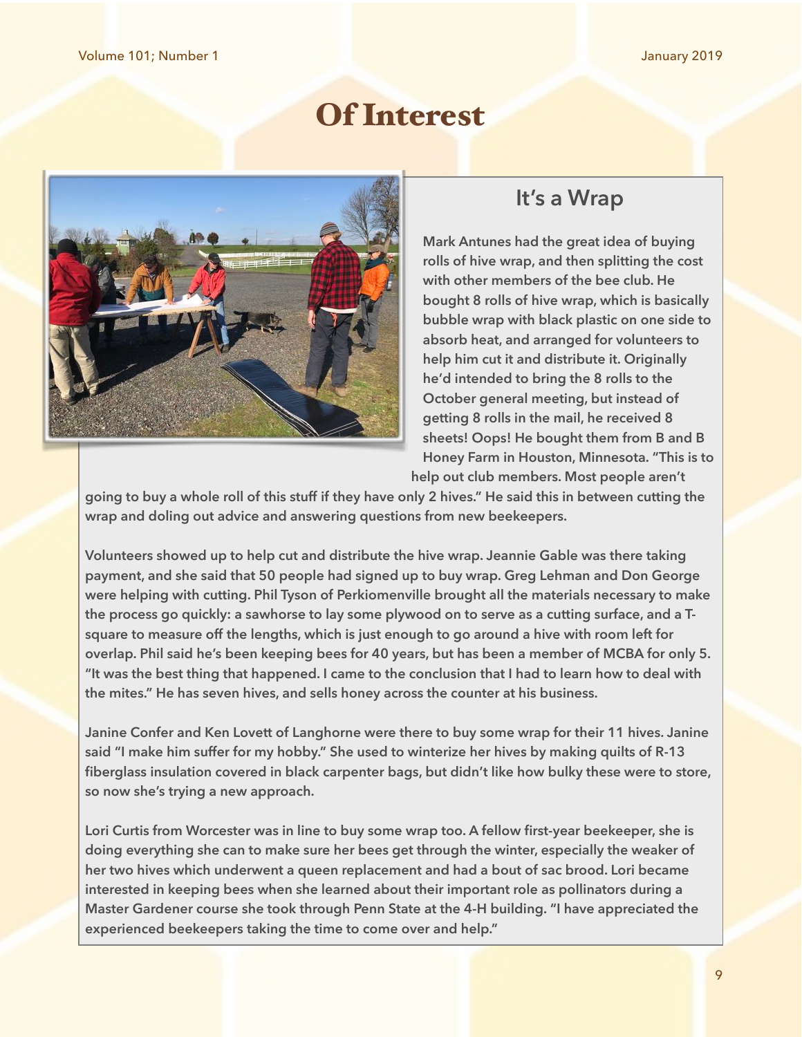# Of Interest

## It's a Wrap

Mark Antunes had the great idea of buying rolls of hive wrap, and then splitting the cost with other members of the bee club. He bought 8 rolls of hive wrap, which is basically bubble wrap with black plastic on one side to absorb heat, and arranged for volunteers to help him cut it and distribute it. Originally he'd intended to bring the 8 rolls to the October general meeting, but instead of getting 8 rolls in the mail, he received 8 sheets! Oops! He bought them from B and B Honey Farm in Houston, Minnesota. "This is to help out club members. Most people aren't going to buy a whole roll of this stuff if they have only 2 hives." He said this in between cutting the wrap and doling out advice and answering questions from new beekeepers.

Volunteers showed up to help cut and distribute the hive wrap. Jeannie Gable was there taking payment, and she said that 50 people had signed up to buy wrap. Greg Lehman and Don George were helping with cutting. Phil Tyson of Perkiomenville brought all the materials necessary to make the process go quickly: a sawhorse to lay some plywood on to serve as a cutting surface, and a T-square to measure off the lengths, which is just enough to go around a hive with room left for overlap. Phil said he's been keeping bees for 40 years, but has been a member of MCBA for only 5. "It was the best thing that happened. I came to the conclusion that I had to learn how to deal with the mites." He has seven hives, and sells honey across the counter at his business.

Janine Confer and Ken Lovett of Langhorne were there to buy some wrap for their 11 hives. Janine said "I make him suffer for my hobby." She used to winterize her hives by making quilts of R-13 fiberglass insulation covered in black carpenter bags, but didn't like how bulky these were to store, so now she's trying a new approach.

Lori Curtis from Worcester was in line to buy some wrap too. A fellow first-year beekeeper, she is doing everything she can to make sure her bees get through the winter, especially the weaker of her two hives which underwent a queen replacement and had a bout of sac brood. Lori became interested in keeping bees when she learned about their important role as pollinators during a Master Gardener course she took through Penn State at the 4-H building. "I have appreciated the experienced beekeepers taking the time to come over and help."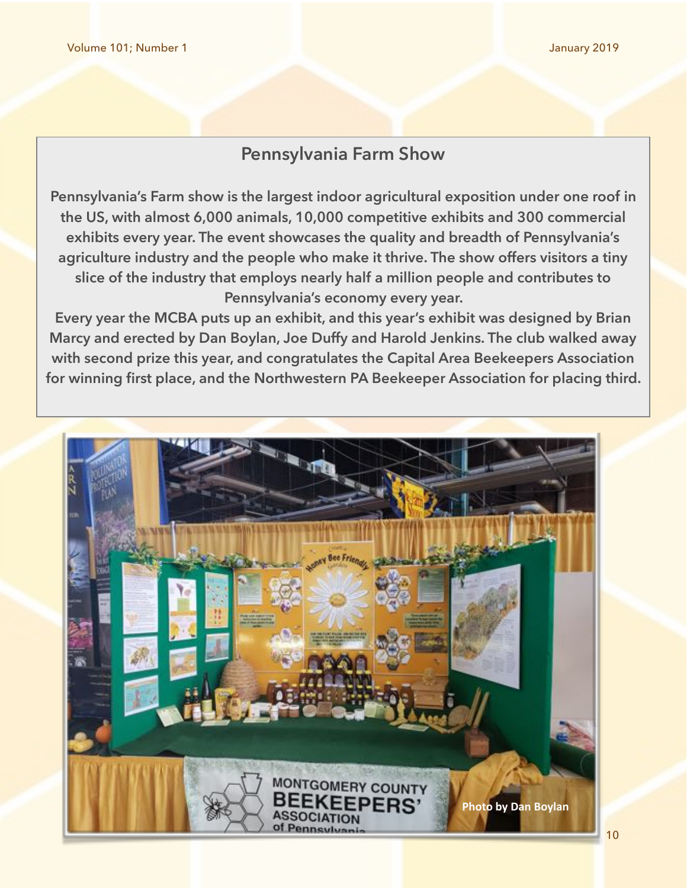## Pennsylvania Farm Show

**Pennsylvania's Farm show is the largest indoor agricultural exposition under one roof in the US, with almost 6,000 animals, 10,000 competitive exhibits and 300 commercial exhibits every year. The event showcases the quality and breadth of Pennsylvania's agriculture industry and the people who make it thrive. The show offers visitors a tiny slice of the industry that employs nearly half a million people and contributes to Pennsylvania's economy every year.**

**Every year the MCBA puts up an exhibit, and this year's exhibit was designed by Brian Marcy and erected by Dan Boylan, Joe Duffy and Harold Jenkins. The club walked away with second prize this year, and congratulates the Capital Area Beekeepers Association for winning first place, and the Northwestern PA Beekeeper Association for placing third.**

**Photo by Dan Boylan**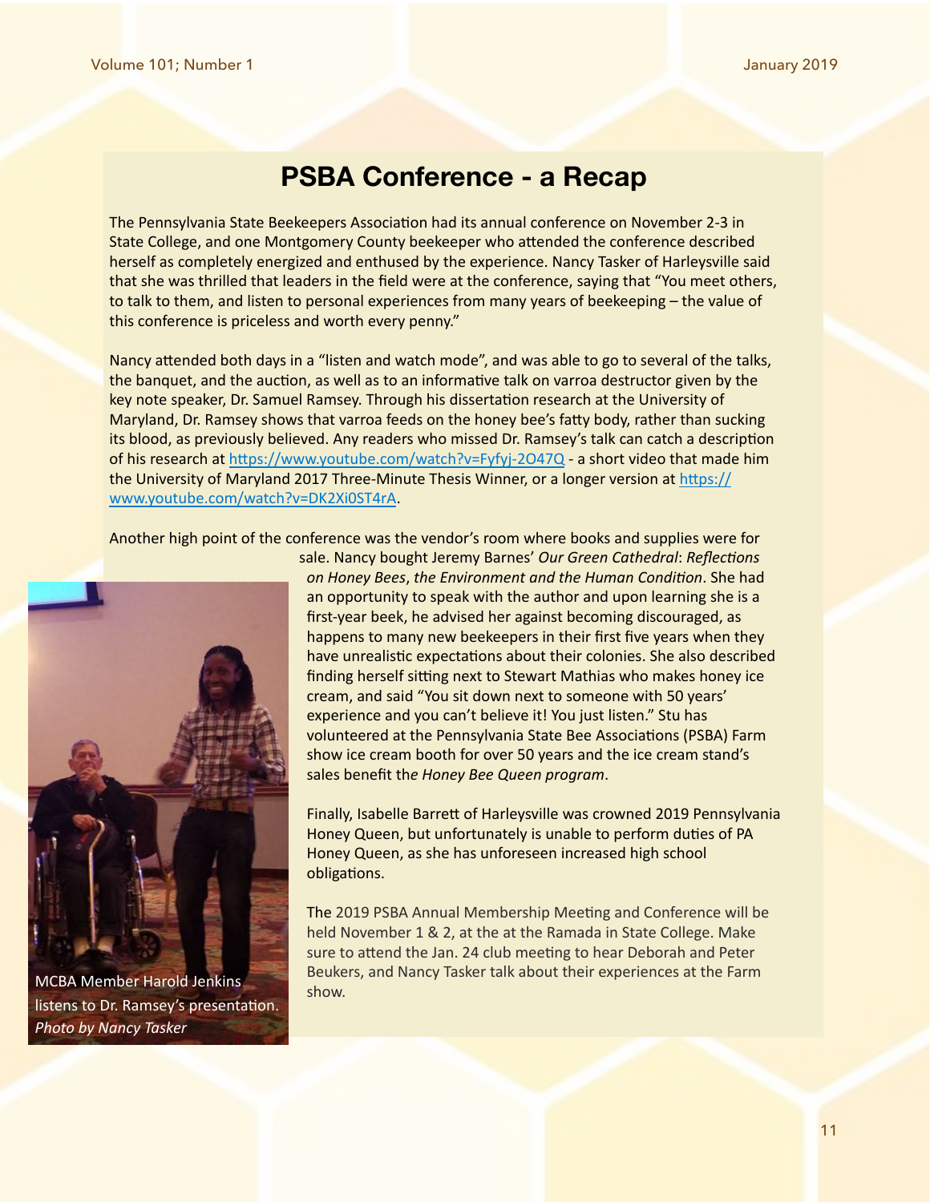## PSBA Conference - a Recap

The Pennsylvania State Beekeepers Association had its annual conference on November 2-3 in State College, and one Montgomery County beekeeper who attended the conference described herself as completely energized and enthused by the experience. Nancy Tasker of Harleysville said that she was thrilled that leaders in the field were at the conference, saying that "You meet others, to talk to them, and listen to personal experiences from many years of beekeeping – the value of this conference is priceless and worth every penny."

Nancy attended both days in a "listen and watch mode", and was able to go to several of the talks, the banquet, and the auction, as well as to an informative talk on varroa destructor given by the key note speaker, Dr. Samuel Ramsey. Through his dissertation research at the University of Maryland, Dr. Ramsey shows that varroa feeds on the honey bee's fatty body, rather than sucking its blood, as previously believed. Any readers who missed Dr. Ramsey's talk can catch a description of his research at https://www.youtube.com/watch?v=Fyfyj-2O47Q - a short video that made him the University of Maryland 2017 Three-Minute Thesis Winner, or a longer version at https://www.youtube.com/watch?v=DK2Xi0ST4rA.

Another high point of the conference was the vendor's room where books and supplies were for sale. Nancy bought Jeremy Barnes' *Our Green Cathedral*: *Reflections on Honey Bees*, *the Environment and the Human Condition*. She had an opportunity to speak with the author and upon learning she is a first-year beek, he advised her against becoming discouraged, as happens to many new beekeepers in their first five years when they have unrealistic expectations about their colonies. She also described finding herself sitting next to Stewart Mathias who makes honey ice cream, and said "You sit down next to someone with 50 years' experience and you can't believe it! You just listen." Stu has volunteered at the Pennsylvania State Bee Associations (PSBA) Farm show ice cream booth for over 50 years and the ice cream stand's sales benefit the *Honey Bee Queen program*.

Finally, Isabelle Barrett of Harleysville was crowned 2019 Pennsylvania Honey Queen, but unfortunately is unable to perform duties of PA Honey Queen, as she has unforeseen increased high school obligations.

The 2019 PSBA Annual Membership Meeting and Conference will be held November 1 & 2, at the at the Ramada in State College. Make sure to attend the Jan. 24 club meeting to hear Deborah and Peter Beukers, and Nancy Tasker talk about their experiences at the Farm show.

MCBA Member Harold Jenkins listens to Dr. Ramsey's presentation. *Photo by Nancy Tasker*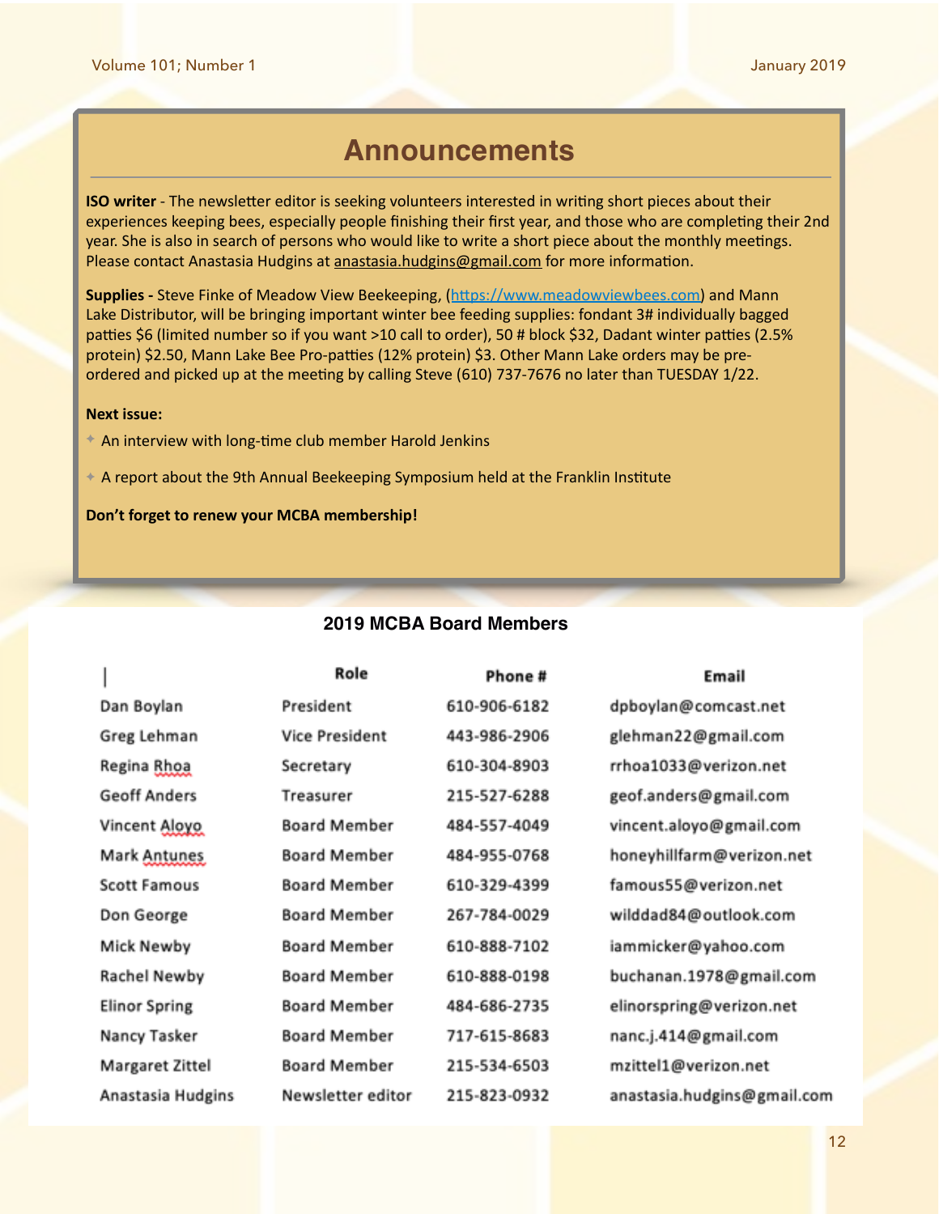# Announcements

**ISO writer** - The newsletter editor is seeking volunteers interested in writing short pieces about their experiences keeping bees, especially people finishing their first year, and those who are completing their 2nd year. She is also in search of persons who would like to write a short piece about the monthly meetings. Please contact Anastasia Hudgins at anastasia.hudgins@gmail.com for more information.

**Supplies -** Steve Finke of Meadow View Beekeeping, (https://www.meadowviewbees.com) and Mann Lake Distributor, will be bringing important winter bee feeding supplies: fondant 3# individually bagged patties $6 (limited number so if you want >10 call to order), 50 # block $32, Dadant winter patties (2.5% protein) $2.50, Mann Lake Bee Pro-patties (12% protein) $3. Other Mann Lake orders may be pre-ordered and picked up at the meeting by calling Steve (610) 737-7676 no later than TUESDAY 1/22.

**Next issue:**

- An interview with long-time club member Harold Jenkins
- A report about the 9th Annual Beekeeping Symposium held at the Franklin Institute

**Don't forget to renew your MCBA membership!**

## 2019 MCBA Board Members

| | Role | Phone # | Email |
|---|---|---|---|
| Dan Boylan | President | 610-906-6182 | dpboylan@comcast.net |
| Greg Lehman | Vice President | 443-986-2906 | glehman22@gmail.com |
| Regina Rhoa | Secretary | 610-304-8903 | rrhoa1033@verizon.net |
| Geoff Anders | Treasurer | 215-527-6288 | geof.anders@gmail.com |
| Vincent Aloyo | Board Member | 484-557-4049 | vincent.aloyo@gmail.com |
| Mark Antunes | Board Member | 484-955-0768 | honeyhillfarm@verizon.net |
| Scott Famous | Board Member | 610-329-4399 | famous55@verizon.net |
| Don George | Board Member | 267-784-0029 | wilddad84@outlook.com |
| Mick Newby | Board Member | 610-888-7102 | iammicker@yahoo.com |
| Rachel Newby | Board Member | 610-888-0198 | buchanan.1978@gmail.com |
| Elinor Spring | Board Member | 484-686-2735 | elinorspring@verizon.net |
| Nancy Tasker | Board Member | 717-615-8683 | nanc.j.414@gmail.com |
| Margaret Zittel | Board Member | 215-534-6503 | mzittel1@verizon.net |
| Anastasia Hudgins | Newsletter editor | 215-823-0932 | anastasia.hudgins@gmail.com |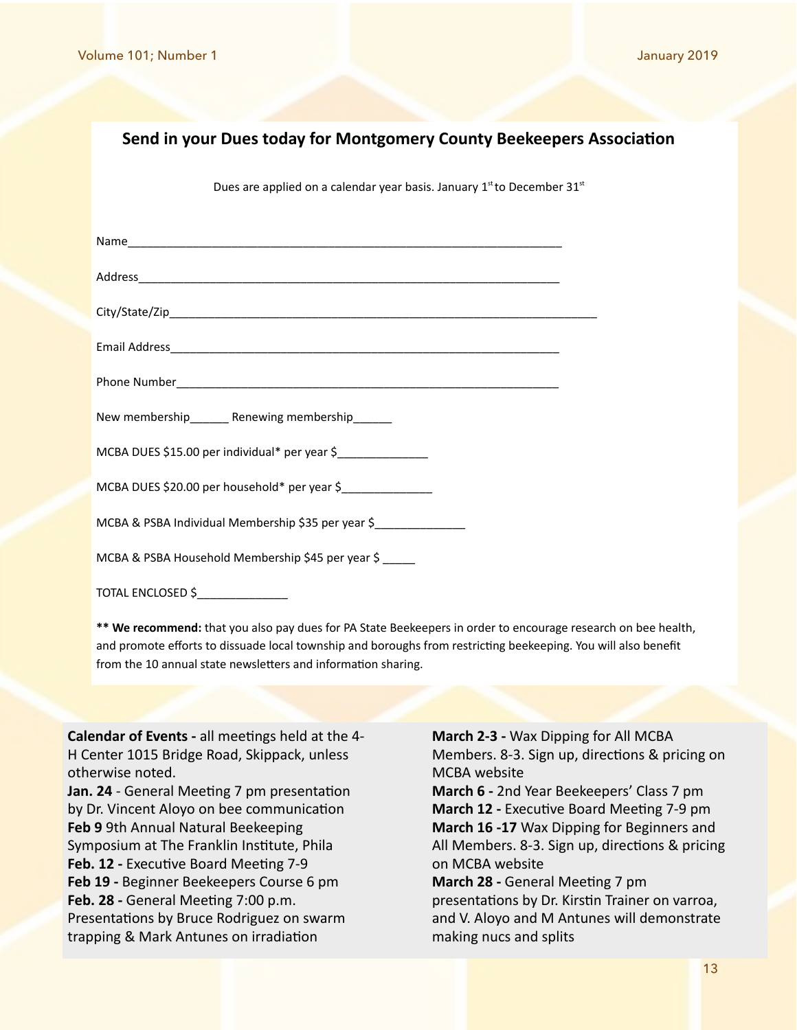## Send in your Dues today for Montgomery County Beekeepers Association

Dues are applied on a calendar year basis. January 1st to December 31st

Name_________________________________________________________________

Address_______________________________________________________________

City/State/Zip__________________________________________________________________

Email Address__________________________________________________________

Phone Number__________________________________________________________

New membership______ Renewing membership______

MCBA DUES $15.00 per individual* per year $______________

MCBA DUES $20.00 per household* per year $______________

MCBA & PSBA Individual Membership $35 per year $______________

MCBA & PSBA Household Membership $45 per year $ _____

TOTAL ENCLOSED $______________

**** We recommend:** that you also pay dues for PA State Beekeepers in order to encourage research on bee health, and promote efforts to dissuade local township and boroughs from restricting beekeeping. You will also benefit from the 10 annual state newsletters and information sharing.

**Calendar of Events -** all meetings held at the 4-H Center 1015 Bridge Road, Skippack, unless otherwise noted.

**Jan. 24** - General Meeting 7 pm presentation by Dr. Vincent Aloyo on bee communication

**Feb 9** 9th Annual Natural Beekeeping Symposium at The Franklin Institute, Phila

**Feb. 12 -** Executive Board Meeting 7-9

**Feb 19 -** Beginner Beekeepers Course 6 pm

**Feb. 28 -** General Meeting 7:00 p.m. Presentations by Bruce Rodriguez on swarm trapping & Mark Antunes on irradiation

**March 2-3 -** Wax Dipping for All MCBA Members. 8-3. Sign up, directions & pricing on MCBA website

**March 6 -** 2nd Year Beekeepers' Class 7 pm

**March 12 -** Executive Board Meeting 7-9 pm

**March 16 -17** Wax Dipping for Beginners and All Members. 8-3. Sign up, directions & pricing on MCBA website

**March 28 -** General Meeting 7 pm presentations by Dr. Kirstin Trainer on varroa, and V. Aloyo and M Antunes will demonstrate making nucs and splits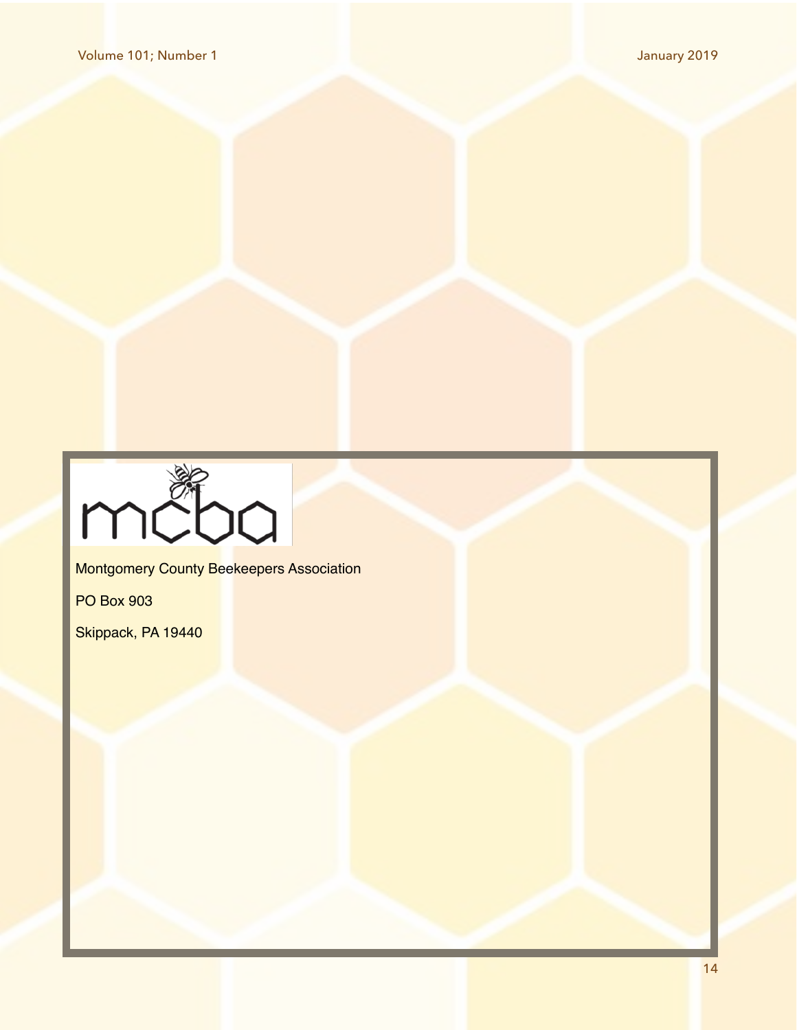mcba

Montgomery County Beekeepers Association

PO Box 903

Skippack, PA 19440